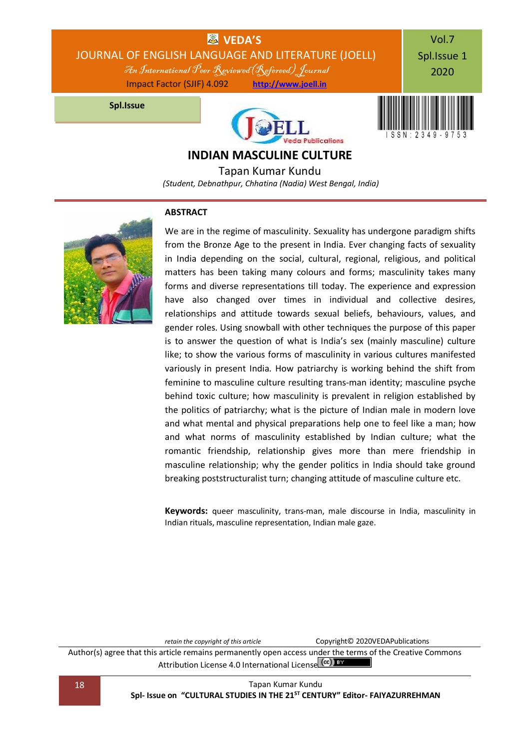# INDIAN MASCULINE CULTURE

Tapan Kumar Kundu

*(Student, Debnathpur, Chhatina (Nadia) West Bengal, India)*

## ABSTRACT

We are in the regime of masculinity. Sexuality has undergone paradigm shifts from the Bronze Age to the present in India. Ever changing facts of sexuality in India depending on the social, cultural, regional, religious, and political matters has been taking many colours and forms; masculinity takes many forms and diverse representations till today. The experience and expression have also changed over times in individual and collective desires, relationships and attitude towards sexual beliefs, behaviours, values, and gender roles. Using snowball with other techniques the purpose of this paper is to answer the question of what is India's sex (mainly masculine) culture like; to show the various forms of masculinity in various cultures manifested variously in present India. How patriarchy is working behind the shift from feminine to masculine culture resulting trans-man identity; masculine psyche behind toxic culture; how masculinity is prevalent in religion established by the politics of patriarchy; what is the picture of Indian male in modern love and what mental and physical preparations help one to feel like a man; how and what norms of masculinity established by Indian culture; what the romantic friendship, relationship gives more than mere friendship in masculine relationship; why the gender politics in India should take ground breaking poststructuralist turn; changing attitude of masculine culture etc.

**Keywords:** queer masculinity, trans-man, male discourse in India, masculinity in Indian rituals, masculine representation, Indian male gaze.

*retain the copyright of this article* Copyright© 2020VEDAPublications

Author(s) agree that this article remains permanently open access under the terms of the Creative Commons Attribution License 4.0 International License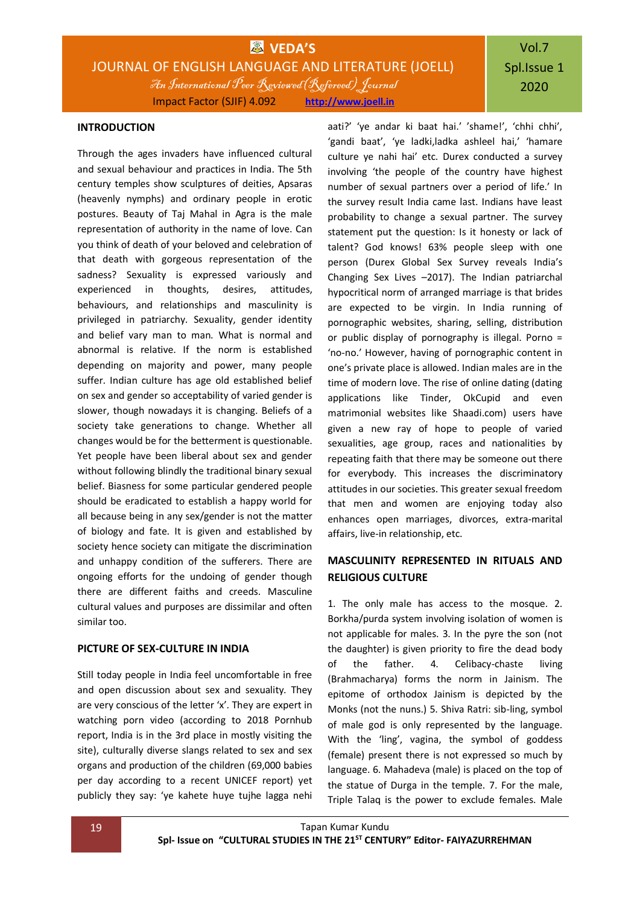## INTRODUCTION

Through the ages invaders have influenced cultural and sexual behaviour and practices in India. The 5th century temples show sculptures of deities, Apsaras (heavenly nymphs) and ordinary people in erotic postures. Beauty of Taj Mahal in Agra is the male representation of authority in the name of love. Can you think of death of your beloved and celebration of that death with gorgeous representation of the sadness? Sexuality is expressed variously and experienced in thoughts, desires, attitudes, behaviours, and relationships and masculinity is privileged in patriarchy. Sexuality, gender identity and belief vary man to man. What is normal and abnormal is relative. If the norm is established depending on majority and power, many people suffer. Indian culture has age old established belief on sex and gender so acceptability of varied gender is slower, though nowadays it is changing. Beliefs of a society take generations to change. Whether all changes would be for the betterment is questionable. Yet people have been liberal about sex and gender without following blindly the traditional binary sexual belief. Biasness for some particular gendered people should be eradicated to establish a happy world for all because being in any sex/gender is not the matter of biology and fate. It is given and established by society hence society can mitigate the discrimination and unhappy condition of the sufferers. There are ongoing efforts for the undoing of gender though there are different faiths and creeds. Masculine cultural values and purposes are dissimilar and often similar too.

## PICTURE OF SEX-CULTURE IN INDIA

Still today people in India feel uncomfortable in free and open discussion about sex and sexuality. They are very conscious of the letter 'x'. They are expert in watching porn video (according to 2018 Pornhub report, India is in the 3rd place in mostly visiting the site), culturally diverse slangs related to sex and sex organs and production of the children (69,000 babies per day according to a recent UNICEF report) yet publicly they say: 'ye kahete huye tujhe lagga nehi aati?' 'ye andar ki baat hai.' 'shame!', 'chhi chhi', 'gandi baat', 'ye ladki,ladka ashleel hai,' 'hamare culture ye nahi hai' etc. Durex conducted a survey involving 'the people of the country have highest number of sexual partners over a period of life.' In the survey result India came last. Indians have least probability to change a sexual partner. The survey statement put the question: Is it honesty or lack of talent? God knows! 63% people sleep with one person (Durex Global Sex Survey reveals India's Changing Sex Lives –2017). The Indian patriarchal hypocritical norm of arranged marriage is that brides are expected to be virgin. In India running of pornographic websites, sharing, selling, distribution or public display of pornography is illegal. Porno = 'no-no.' However, having of pornographic content in one's private place is allowed. Indian males are in the time of modern love. The rise of online dating (dating applications like Tinder, OkCupid and even matrimonial websites like Shaadi.com) users have given a new ray of hope to people of varied sexualities, age group, races and nationalities by repeating faith that there may be someone out there for everybody. This increases the discriminatory attitudes in our societies. This greater sexual freedom that men and women are enjoying today also enhances open marriages, divorces, extra-marital affairs, live-in relationship, etc.

## MASCULINITY REPRESENTED IN RITUALS AND RELIGIOUS CULTURE

1. The only male has access to the mosque. 2. Borkha/purda system involving isolation of women is not applicable for males. 3. In the pyre the son (not the daughter) is given priority to fire the dead body of the father. 4. Celibacy-chaste living (Brahmacharya) forms the norm in Jainism. The epitome of orthodox Jainism is depicted by the Monks (not the nuns.) 5. Shiva Ratri: sib-ling, symbol of male god is only represented by the language. With the 'ling', vagina, the symbol of goddess (female) present there is not expressed so much by language. 6. Mahadeva (male) is placed on the top of the statue of Durga in the temple. 7. For the male, Triple Talaq is the power to exclude females. Male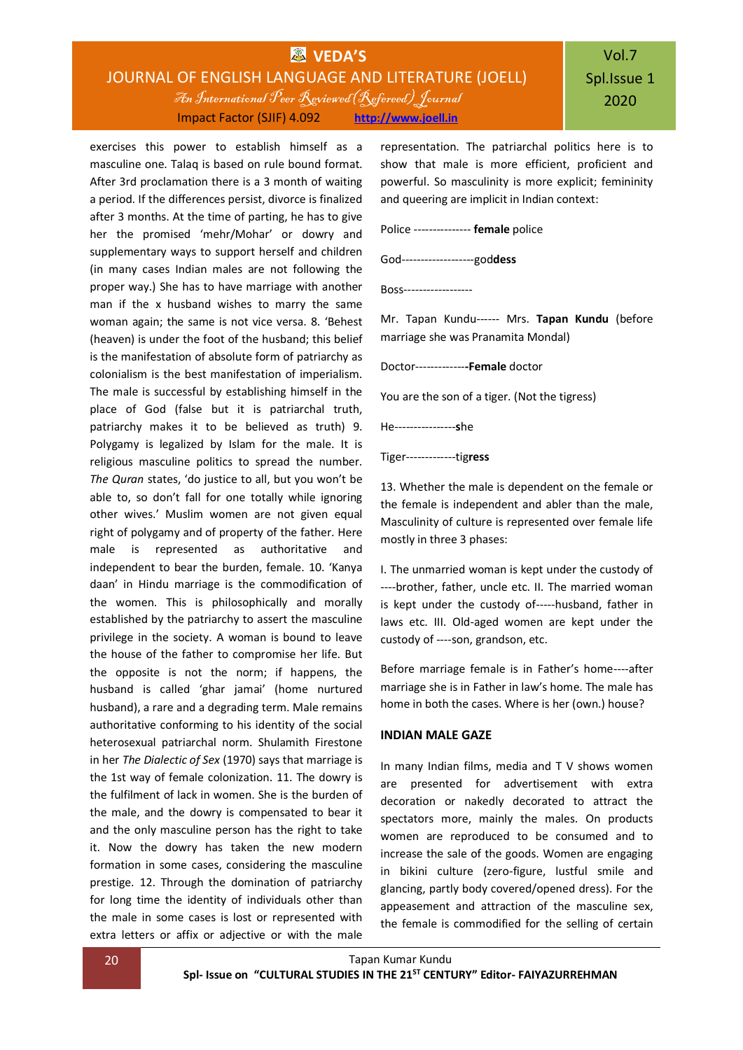exercises this power to establish himself as a masculine one. Talaq is based on rule bound format. After 3rd proclamation there is a 3 month of waiting a period. If the differences persist, divorce is finalized after 3 months. At the time of parting, he has to give her the promised 'mehr/Mohar' or dowry and supplementary ways to support herself and children (in many cases Indian males are not following the proper way.) She has to have marriage with another man if the x husband wishes to marry the same woman again; the same is not vice versa. 8. 'Behest (heaven) is under the foot of the husband; this belief is the manifestation of absolute form of patriarchy as colonialism is the best manifestation of imperialism. The male is successful by establishing himself in the place of God (false but it is patriarchal truth, patriarchy makes it to be believed as truth) 9. Polygamy is legalized by Islam for the male. It is religious masculine politics to spread the number. *The Quran* states, 'do justice to all, but you won't be able to, so don't fall for one totally while ignoring other wives.' Muslim women are not given equal right of polygamy and of property of the father. Here male is represented as authoritative and independent to bear the burden, female. 10. 'Kanya daan' in Hindu marriage is the commodification of the women. This is philosophically and morally established by the patriarchy to assert the masculine privilege in the society. A woman is bound to leave the house of the father to compromise her life. But the opposite is not the norm; if happens, the husband is called 'ghar jamai' (home nurtured husband), a rare and a degrading term. Male remains authoritative conforming to his identity of the social heterosexual patriarchal norm. Shulamith Firestone in her *The Dialectic of Sex* (1970) says that marriage is the 1st way of female colonization. 11. The dowry is the fulfilment of lack in women. She is the burden of the male, and the dowry is compensated to bear it and the only masculine person has the right to take it. Now the dowry has taken the new modern formation in some cases, considering the masculine prestige. 12. Through the domination of patriarchy for long time the identity of individuals other than the male in some cases is lost or represented with extra letters or affix or adjective or with the male representation. The patriarchal politics here is to show that male is more efficient, proficient and powerful. So masculinity is more explicit; femininity and queering are implicit in Indian context:

Police --------------- **female** police

God-------------------god**dess**

Boss------------------

Mr. Tapan Kundu------ Mrs. **Tapan Kundu** (before marriage she was Pranamita Mondal)

Doctor--------------**Female** doctor

You are the son of a tiger. (Not the tigress)

He----------------she

Tiger-------------tig**ress**

13. Whether the male is dependent on the female or the female is independent and abler than the male, Masculinity of culture is represented over female life mostly in three 3 phases:

I. The unmarried woman is kept under the custody of ----brother, father, uncle etc. II. The married woman is kept under the custody of-----husband, father in laws etc. III. Old-aged women are kept under the custody of ----son, grandson, etc.

Before marriage female is in Father's home----after marriage she is in Father in law's home. The male has home in both the cases. Where is her (own.) house?

## INDIAN MALE GAZE

In many Indian films, media and T V shows women are presented for advertisement with extra decoration or nakedly decorated to attract the spectators more, mainly the males. On products women are reproduced to be consumed and to increase the sale of the goods. Women are engaging in bikini culture (zero-figure, lustful smile and glancing, partly body covered/opened dress). For the appeasement and attraction of the masculine sex, the female is commodified for the selling of certain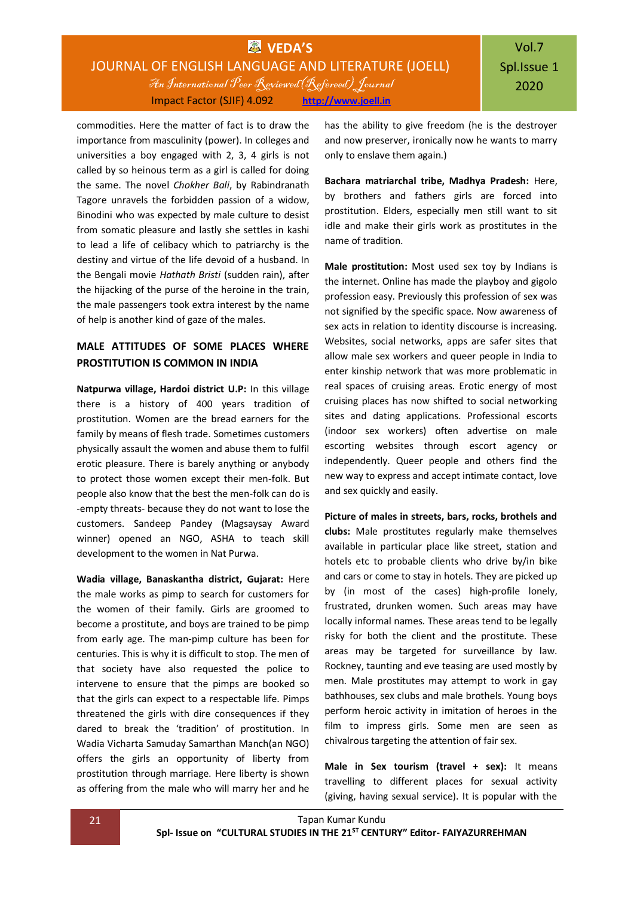commodities. Here the matter of fact is to draw the importance from masculinity (power). In colleges and universities a boy engaged with 2, 3, 4 girls is not called by so heinous term as a girl is called for doing the same. The novel *Chokher Bali*, by Rabindranath Tagore unravels the forbidden passion of a widow, Binodini who was expected by male culture to desist from somatic pleasure and lastly she settles in kashi to lead a life of celibacy which to patriarchy is the destiny and virtue of the life devoid of a husband. In the Bengali movie *Hathath Bristi* (sudden rain), after the hijacking of the purse of the heroine in the train, the male passengers took extra interest by the name of help is another kind of gaze of the males.

## MALE ATTITUDES OF SOME PLACES WHERE PROSTITUTION IS COMMON IN INDIA

**Natpurwa village, Hardoi district U.P:** In this village there is a history of 400 years tradition of prostitution. Women are the bread earners for the family by means of flesh trade. Sometimes customers physically assault the women and abuse them to fulfil erotic pleasure. There is barely anything or anybody to protect those women except their men-folk. But people also know that the best the men-folk can do is -empty threats- because they do not want to lose the customers. Sandeep Pandey (Magsaysay Award winner) opened an NGO, ASHA to teach skill development to the women in Nat Purwa.

**Wadia village, Banaskantha district, Gujarat:** Here the male works as pimp to search for customers for the women of their family. Girls are groomed to become a prostitute, and boys are trained to be pimp from early age. The man-pimp culture has been for centuries. This is why it is difficult to stop. The men of that society have also requested the police to intervene to ensure that the pimps are booked so that the girls can expect to a respectable life. Pimps threatened the girls with dire consequences if they dared to break the 'tradition' of prostitution. In Wadia Vicharta Samuday Samarthan Manch(an NGO) offers the girls an opportunity of liberty from prostitution through marriage. Here liberty is shown as offering from the male who will marry her and he has the ability to give freedom (he is the destroyer and now preserver, ironically now he wants to marry only to enslave them again.)

**Bachara matriarchal tribe, Madhya Pradesh:** Here, by brothers and fathers girls are forced into prostitution. Elders, especially men still want to sit idle and make their girls work as prostitutes in the name of tradition.

**Male prostitution:** Most used sex toy by Indians is the internet. Online has made the playboy and gigolo profession easy. Previously this profession of sex was not signified by the specific space. Now awareness of sex acts in relation to identity discourse is increasing. Websites, social networks, apps are safer sites that allow male sex workers and queer people in India to enter kinship network that was more problematic in real spaces of cruising areas. Erotic energy of most cruising places has now shifted to social networking sites and dating applications. Professional escorts (indoor sex workers) often advertise on male escorting websites through escort agency or independently. Queer people and others find the new way to express and accept intimate contact, love and sex quickly and easily.

**Picture of males in streets, bars, rocks, brothels and clubs:** Male prostitutes regularly make themselves available in particular place like street, station and hotels etc to probable clients who drive by/in bike and cars or come to stay in hotels. They are picked up by (in most of the cases) high-profile lonely, frustrated, drunken women. Such areas may have locally informal names. These areas tend to be legally risky for both the client and the prostitute. These areas may be targeted for surveillance by law. Rockney, taunting and eve teasing are used mostly by men. Male prostitutes may attempt to work in gay bathhouses, sex clubs and male brothels. Young boys perform heroic activity in imitation of heroes in the film to impress girls. Some men are seen as chivalrous targeting the attention of fair sex.

**Male in Sex tourism (travel + sex):** It means travelling to different places for sexual activity (giving, having sexual service). It is popular with the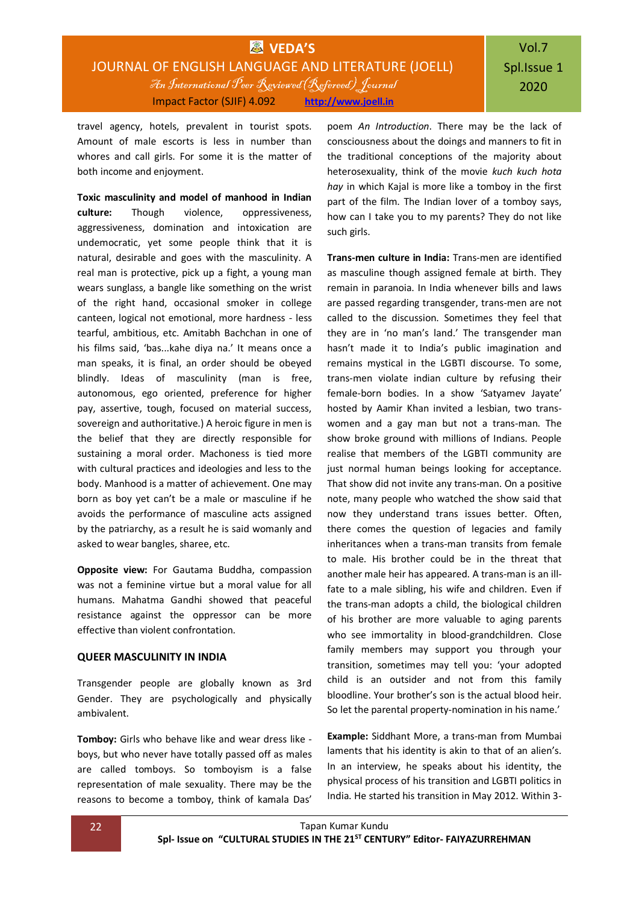travel agency, hotels, prevalent in tourist spots. Amount of male escorts is less in number than whores and call girls. For some it is the matter of both income and enjoyment.

**Toxic masculinity and model of manhood in Indian culture:** Though violence, oppressiveness, aggressiveness, domination and intoxication are undemocratic, yet some people think that it is natural, desirable and goes with the masculinity. A real man is protective, pick up a fight, a young man wears sunglass, a bangle like something on the wrist of the right hand, occasional smoker in college canteen, logical not emotional, more hardness - less tearful, ambitious, etc. Amitabh Bachchan in one of his films said, 'bas...kahe diya na.' It means once a man speaks, it is final, an order should be obeyed blindly. Ideas of masculinity (man is free, autonomous, ego oriented, preference for higher pay, assertive, tough, focused on material success, sovereign and authoritative.) A heroic figure in men is the belief that they are directly responsible for sustaining a moral order. Machoness is tied more with cultural practices and ideologies and less to the body. Manhood is a matter of achievement. One may born as boy yet can't be a male or masculine if he avoids the performance of masculine acts assigned by the patriarchy, as a result he is said womanly and asked to wear bangles, sharee, etc.

**Opposite view:** For Gautama Buddha, compassion was not a feminine virtue but a moral value for all humans. Mahatma Gandhi showed that peaceful resistance against the oppressor can be more effective than violent confrontation.

## QUEER MASCULINITY IN INDIA

Transgender people are globally known as 3rd Gender. They are psychologically and physically ambivalent.

**Tomboy:** Girls who behave like and wear dress like - boys, but who never have totally passed off as males are called tomboys. So tomboyism is a false representation of male sexuality. There may be the reasons to become a tomboy, think of kamala Das' poem *An Introduction*. There may be the lack of consciousness about the doings and manners to fit in the traditional conceptions of the majority about heterosexuality, think of the movie *kuch kuch hota hay* in which Kajal is more like a tomboy in the first part of the film. The Indian lover of a tomboy says, how can I take you to my parents? They do not like such girls.

**Trans-men culture in India:** Trans-men are identified as masculine though assigned female at birth. They remain in paranoia. In India whenever bills and laws are passed regarding transgender, trans-men are not called to the discussion. Sometimes they feel that they are in 'no man's land.' The transgender man hasn't made it to India's public imagination and remains mystical in the LGBTI discourse. To some, trans-men violate indian culture by refusing their female-born bodies. In a show 'Satyamev Jayate' hosted by Aamir Khan invited a lesbian, two trans-women and a gay man but not a trans-man. The show broke ground with millions of Indians. People realise that members of the LGBTI community are just normal human beings looking for acceptance. That show did not invite any trans-man. On a positive note, many people who watched the show said that now they understand trans issues better. Often, there comes the question of legacies and family inheritances when a trans-man transits from female to male. His brother could be in the threat that another male heir has appeared. A trans-man is an ill-fate to a male sibling, his wife and children. Even if the trans-man adopts a child, the biological children of his brother are more valuable to aging parents who see immortality in blood-grandchildren. Close family members may support you through your transition, sometimes may tell you: 'your adopted child is an outsider and not from this family bloodline. Your brother's son is the actual blood heir. So let the parental property-nomination in his name.'

**Example:** Siddhant More, a trans-man from Mumbai laments that his identity is akin to that of an alien's. In an interview, he speaks about his identity, the physical process of his transition and LGBTI politics in India. He started his transition in May 2012. Within 3-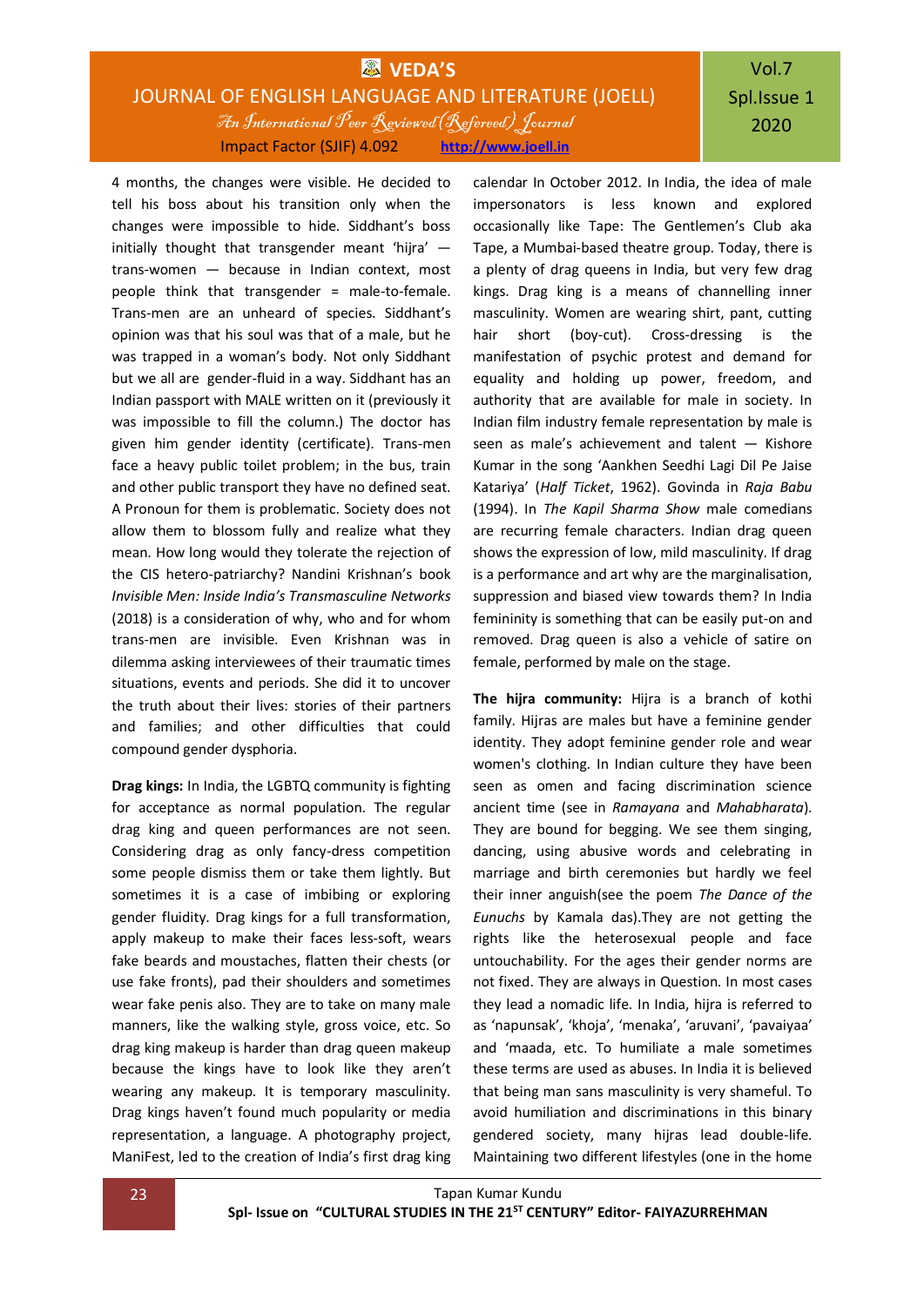4 months, the changes were visible. He decided to tell his boss about his transition only when the changes were impossible to hide. Siddhant's boss initially thought that transgender meant 'hijra' — trans-women — because in Indian context, most people think that transgender = male-to-female. Trans-men are an unheard of species. Siddhant's opinion was that his soul was that of a male, but he was trapped in a woman's body. Not only Siddhant but we all are gender-fluid in a way. Siddhant has an Indian passport with MALE written on it (previously it was impossible to fill the column.) The doctor has given him gender identity (certificate). Trans-men face a heavy public toilet problem; in the bus, train and other public transport they have no defined seat. A Pronoun for them is problematic. Society does not allow them to blossom fully and realize what they mean. How long would they tolerate the rejection of the CIS hetero-patriarchy? Nandini Krishnan's book *Invisible Men: Inside India's Transmasculine Networks* (2018) is a consideration of why, who and for whom trans-men are invisible. Even Krishnan was in dilemma asking interviewees of their traumatic times situations, events and periods. She did it to uncover the truth about their lives: stories of their partners and families; and other difficulties that could compound gender dysphoria.

**Drag kings:** In India, the LGBTQ community is fighting for acceptance as normal population. The regular drag king and queen performances are not seen. Considering drag as only fancy-dress competition some people dismiss them or take them lightly. But sometimes it is a case of imbibing or exploring gender fluidity. Drag kings for a full transformation, apply makeup to make their faces less-soft, wears fake beards and moustaches, flatten their chests (or use fake fronts), pad their shoulders and sometimes wear fake penis also. They are to take on many male manners, like the walking style, gross voice, etc. So drag king makeup is harder than drag queen makeup because the kings have to look like they aren't wearing any makeup. It is temporary masculinity. Drag kings haven't found much popularity or media representation, a language. A photography project, ManiFest, led to the creation of India's first drag king calendar In October 2012. In India, the idea of male impersonators is less known and explored occasionally like Tape: The Gentlemen's Club aka Tape, a Mumbai-based theatre group. Today, there is a plenty of drag queens in India, but very few drag kings. Drag king is a means of channelling inner masculinity. Women are wearing shirt, pant, cutting hair short (boy-cut). Cross-dressing is the manifestation of psychic protest and demand for equality and holding up power, freedom, and authority that are available for male in society. In Indian film industry female representation by male is seen as male's achievement and talent — Kishore Kumar in the song 'Aankhen Seedhi Lagi Dil Pe Jaise Katariya' (*Half Ticket*, 1962). Govinda in *Raja Babu* (1994). In *The Kapil Sharma Show* male comedians are recurring female characters. Indian drag queen shows the expression of low, mild masculinity. If drag is a performance and art why are the marginalisation, suppression and biased view towards them? In India femininity is something that can be easily put-on and removed. Drag queen is also a vehicle of satire on female, performed by male on the stage.

**The hijra community:** Hijra is a branch of kothi family. Hijras are males but have a feminine gender identity. They adopt feminine gender role and wear women's clothing. In Indian culture they have been seen as omen and facing discrimination science ancient time (see in *Ramayana* and *Mahabharata*). They are bound for begging. We see them singing, dancing, using abusive words and celebrating in marriage and birth ceremonies but hardly we feel their inner anguish(see the poem *The Dance of the Eunuchs* by Kamala das).They are not getting the rights like the heterosexual people and face untouchability. For the ages their gender norms are not fixed. They are always in Question. In most cases they lead a nomadic life. In India, hijra is referred to as 'napunsak', 'khoja', 'menaka', 'aruvani', 'pavaiyaa' and 'maada, etc. To humiliate a male sometimes these terms are used as abuses. In India it is believed that being man sans masculinity is very shameful. To avoid humiliation and discriminations in this binary gendered society, many hijras lead double-life. Maintaining two different lifestyles (one in the home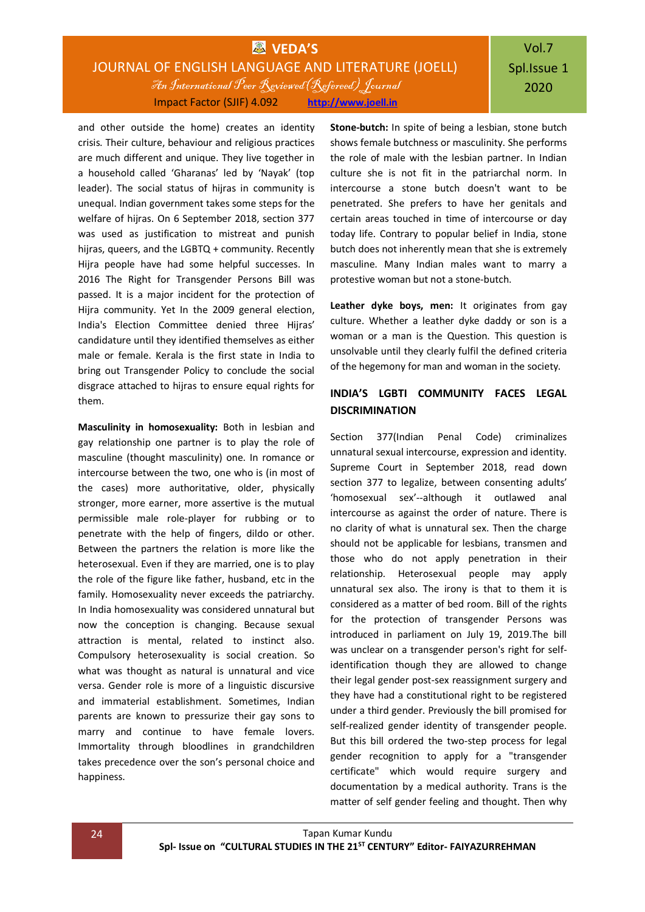and other outside the home) creates an identity crisis. Their culture, behaviour and religious practices are much different and unique. They live together in a household called 'Gharanas' led by 'Nayak' (top leader). The social status of hijras in community is unequal. Indian government takes some steps for the welfare of hijras. On 6 September 2018, section 377 was used as justification to mistreat and punish hijras, queers, and the LGBTQ + community. Recently Hijra people have had some helpful successes. In 2016 The Right for Transgender Persons Bill was passed. It is a major incident for the protection of Hijra community. Yet In the 2009 general election, India's Election Committee denied three Hijras' candidature until they identified themselves as either male or female. Kerala is the first state in India to bring out Transgender Policy to conclude the social disgrace attached to hijras to ensure equal rights for them.

**Masculinity in homosexuality:** Both in lesbian and gay relationship one partner is to play the role of masculine (thought masculinity) one. In romance or intercourse between the two, one who is (in most of the cases) more authoritative, older, physically stronger, more earner, more assertive is the mutual permissible male role-player for rubbing or to penetrate with the help of fingers, dildo or other. Between the partners the relation is more like the heterosexual. Even if they are married, one is to play the role of the figure like father, husband, etc in the family. Homosexuality never exceeds the patriarchy. In India homosexuality was considered unnatural but now the conception is changing. Because sexual attraction is mental, related to instinct also. Compulsory heterosexuality is social creation. So what was thought as natural is unnatural and vice versa. Gender role is more of a linguistic discursive and immaterial establishment. Sometimes, Indian parents are known to pressurize their gay sons to marry and continue to have female lovers. Immortality through bloodlines in grandchildren takes precedence over the son's personal choice and happiness.

**Stone-butch:** In spite of being a lesbian, stone butch shows female butchness or masculinity. She performs the role of male with the lesbian partner. In Indian culture she is not fit in the patriarchal norm. In intercourse a stone butch doesn't want to be penetrated. She prefers to have her genitals and certain areas touched in time of intercourse or day today life. Contrary to popular belief in India, stone butch does not inherently mean that she is extremely masculine. Many Indian males want to marry a protestive woman but not a stone-butch.

**Leather dyke boys, men:** It originates from gay culture. Whether a leather dyke daddy or son is a woman or a man is the Question. This question is unsolvable until they clearly fulfil the defined criteria of the hegemony for man and woman in the society.

## INDIA'S LGBTI COMMUNITY FACES LEGAL DISCRIMINATION

Section 377(Indian Penal Code) criminalizes unnatural sexual intercourse, expression and identity. Supreme Court in September 2018, read down section 377 to legalize, between consenting adults' 'homosexual sex'--although it outlawed anal intercourse as against the order of nature. There is no clarity of what is unnatural sex. Then the charge should not be applicable for lesbians, transmen and those who do not apply penetration in their relationship. Heterosexual people may apply unnatural sex also. The irony is that to them it is considered as a matter of bed room. Bill of the rights for the protection of transgender Persons was introduced in parliament on July 19, 2019.The bill was unclear on a transgender person's right for self-identification though they are allowed to change their legal gender post-sex reassignment surgery and they have had a constitutional right to be registered under a third gender. Previously the bill promised for self-realized gender identity of transgender people. But this bill ordered the two-step process for legal gender recognition to apply for a "transgender certificate" which would require surgery and documentation by a medical authority. Trans is the matter of self gender feeling and thought. Then why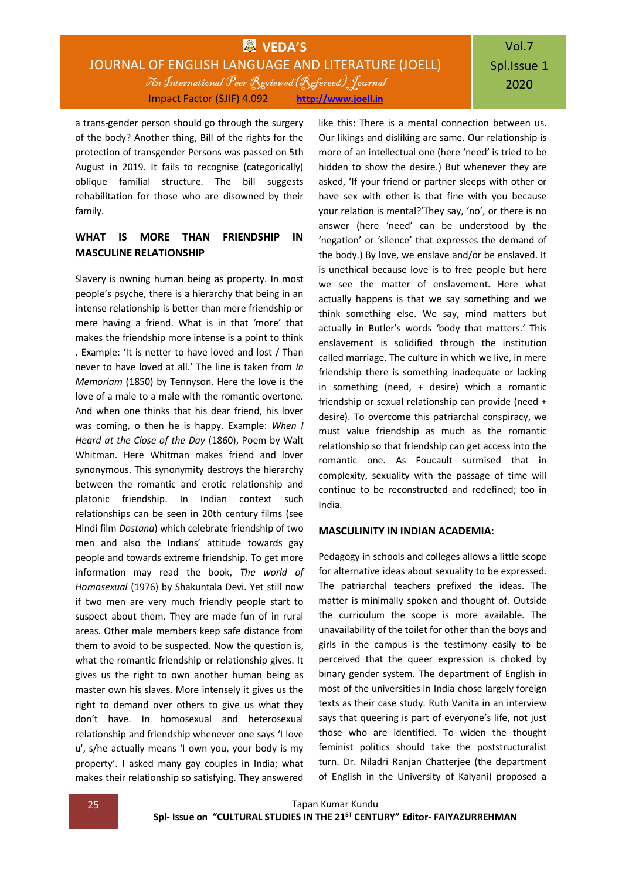a trans-gender person should go through the surgery of the body? Another thing, Bill of the rights for the protection of transgender Persons was passed on 5th August in 2019. It fails to recognise (categorically) oblique familial structure. The bill suggests rehabilitation for those who are disowned by their family.

## WHAT IS MORE THAN FRIENDSHIP IN MASCULINE RELATIONSHIP

Slavery is owning human being as property. In most people's psyche, there is a hierarchy that being in an intense relationship is better than mere friendship or mere having a friend. What is in that 'more' that makes the friendship more intense is a point to think . Example: 'It is netter to have loved and lost / Than never to have loved at all.' The line is taken from *In Memoriam* (1850) by Tennyson. Here the love is the love of a male to a male with the romantic overtone. And when one thinks that his dear friend, his lover was coming, o then he is happy. Example: *When I Heard at the Close of the Day* (1860), Poem by Walt Whitman. Here Whitman makes friend and lover synonymous. This synonymity destroys the hierarchy between the romantic and erotic relationship and platonic friendship. In Indian context such relationships can be seen in 20th century films (see Hindi film *Dostana*) which celebrate friendship of two men and also the Indians' attitude towards gay people and towards extreme friendship. To get more information may read the book, *The world of Homosexual* (1976) by Shakuntala Devi. Yet still now if two men are very much friendly people start to suspect about them. They are made fun of in rural areas. Other male members keep safe distance from them to avoid to be suspected. Now the question is, what the romantic friendship or relationship gives. It gives us the right to own another human being as master own his slaves. More intensely it gives us the right to demand over others to give us what they don't have. In homosexual and heterosexual relationship and friendship whenever one says 'I love u', s/he actually means 'I own you, your body is my property'. I asked many gay couples in India; what makes their relationship so satisfying. They answered like this: There is a mental connection between us. Our likings and disliking are same. Our relationship is more of an intellectual one (here 'need' is tried to be hidden to show the desire.) But whenever they are asked, 'If your friend or partner sleeps with other or have sex with other is that fine with you because your relation is mental?'They say, 'no', or there is no answer (here 'need' can be understood by the 'negation' or 'silence' that expresses the demand of the body.) By love, we enslave and/or be enslaved. It is unethical because love is to free people but here we see the matter of enslavement. Here what actually happens is that we say something and we think something else. We say, mind matters but actually in Butler's words 'body that matters.' This enslavement is solidified through the institution called marriage. The culture in which we live, in mere friendship there is something inadequate or lacking in something (need, + desire) which a romantic friendship or sexual relationship can provide (need + desire). To overcome this patriarchal conspiracy, we must value friendship as much as the romantic relationship so that friendship can get access into the romantic one. As Foucault surmised that in complexity, sexuality with the passage of time will continue to be reconstructed and redefined; too in India.

## MASCULINITY IN INDIAN ACADEMIA:

Pedagogy in schools and colleges allows a little scope for alternative ideas about sexuality to be expressed. The patriarchal teachers prefixed the ideas. The matter is minimally spoken and thought of. Outside the curriculum the scope is more available. The unavailability of the toilet for other than the boys and girls in the campus is the testimony easily to be perceived that the queer expression is choked by binary gender system. The department of English in most of the universities in India chose largely foreign texts as their case study. Ruth Vanita in an interview says that queering is part of everyone's life, not just those who are identified. To widen the thought feminist politics should take the poststructuralist turn. Dr. Niladri Ranjan Chatterjee (the department of English in the University of Kalyani) proposed a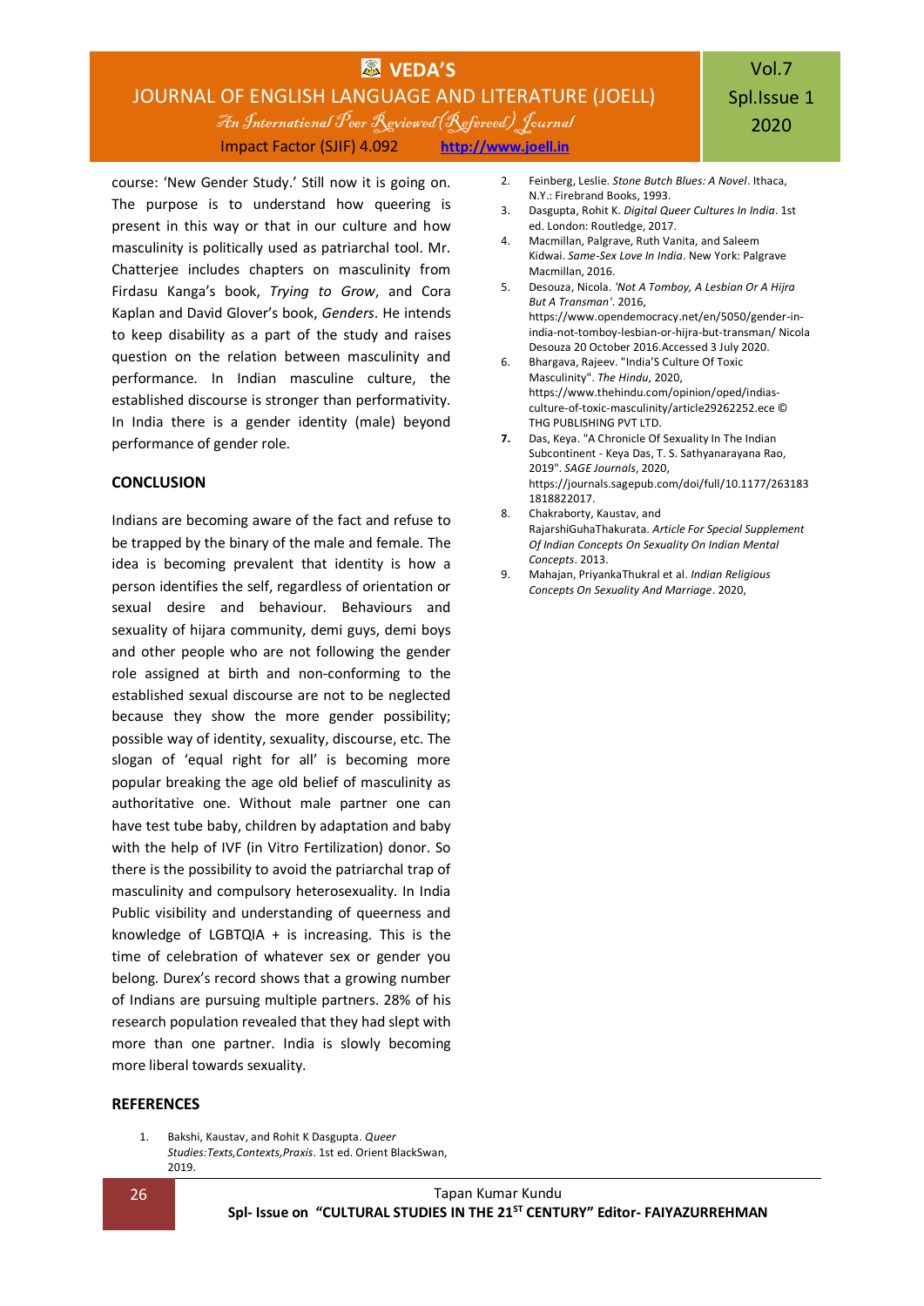course: 'New Gender Study.' Still now it is going on. The purpose is to understand how queering is present in this way or that in our culture and how masculinity is politically used as patriarchal tool. Mr. Chatterjee includes chapters on masculinity from Firdasu Kanga's book, *Trying to Grow*, and Cora Kaplan and David Glover's book, *Genders*. He intends to keep disability as a part of the study and raises question on the relation between masculinity and performance. In Indian masculine culture, the established discourse is stronger than performativity. In India there is a gender identity (male) beyond performance of gender role.

## CONCLUSION

Indians are becoming aware of the fact and refuse to be trapped by the binary of the male and female. The idea is becoming prevalent that identity is how a person identifies the self, regardless of orientation or sexual desire and behaviour. Behaviours and sexuality of hijara community, demi guys, demi boys and other people who are not following the gender role assigned at birth and non-conforming to the established sexual discourse are not to be neglected because they show the more gender possibility; possible way of identity, sexuality, discourse, etc. The slogan of 'equal right for all' is becoming more popular breaking the age old belief of masculinity as authoritative one. Without male partner one can have test tube baby, children by adaptation and baby with the help of IVF (in Vitro Fertilization) donor. So there is the possibility to avoid the patriarchal trap of masculinity and compulsory heterosexuality. In India Public visibility and understanding of queerness and knowledge of LGBTQIA + is increasing. This is the time of celebration of whatever sex or gender you belong. Durex's record shows that a growing number of Indians are pursuing multiple partners. 28% of his research population revealed that they had slept with more than one partner. India is slowly becoming more liberal towards sexuality.

## REFERENCES

1. Bakshi, Kaustav, and Rohit K Dasgupta. *Queer Studies:Texts,Contexts,Praxis*. 1st ed. Orient BlackSwan, 2019.
2. Feinberg, Leslie. *Stone Butch Blues: A Novel*. Ithaca, N.Y.: Firebrand Books, 1993.
3. Dasgupta, Rohit K. *Digital Queer Cultures In India*. 1st ed. London: Routledge, 2017.
4. Macmillan, Palgrave, Ruth Vanita, and Saleem Kidwai. *Same-Sex Love In India*. New York: Palgrave Macmillan, 2016.
5. Desouza, Nicola. *'Not A Tomboy, A Lesbian Or A Hijra But A Transman'*. 2016, https://www.opendemocracy.net/en/5050/gender-in-india-not-tomboy-lesbian-or-hijra-but-transman/ Nicola Desouza 20 October 2016.Accessed 3 July 2020.
6. Bhargava, Rajeev. "India'S Culture Of Toxic Masculinity". *The Hindu*, 2020, https://www.thehindu.com/opinion/oped/indias-culture-of-toxic-masculinity/article29262252.ece © THG PUBLISHING PVT LTD.
7. Das, Keya. "A Chronicle Of Sexuality In The Indian Subcontinent - Keya Das, T. S. Sathyanarayana Rao, 2019". *SAGE Journals*, 2020, https://journals.sagepub.com/doi/full/10.1177/263183 1818822017.
8. Chakraborty, Kaustav, and RajarshiGuhaThakurata. *Article For Special Supplement Of Indian Concepts On Sexuality On Indian Mental Concepts*. 2013.
9. Mahajan, PriyankaThukral et al. *Indian Religious Concepts On Sexuality And Marriage*. 2020,